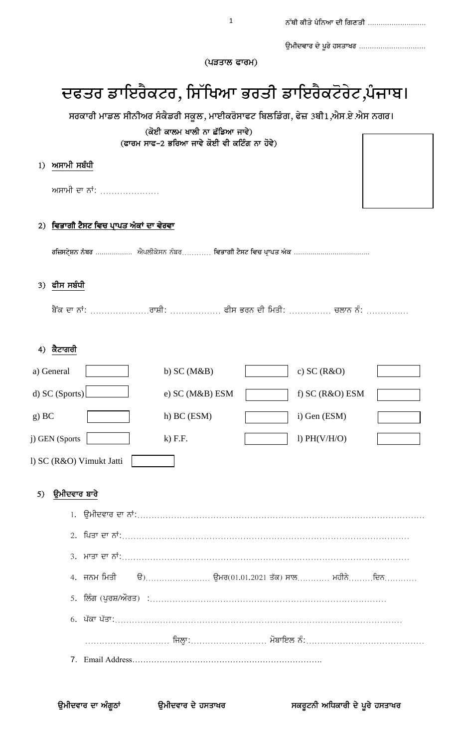ਨੱਥੀ ਕੀਤੇ ਪੰਨਿਆ ਦੀ ਗਿਣਤੀ ..........................

ਉਮੀਦਵਾਰ ਦੇ ਪੂਰੇ ਹਸਤਾਖਰ ..............................

(ਪੜਤਾਲ ਫਾਰਮ)

# ਦਫਤਰ ਡਾਇਰੈਕਟਰ, ਸਿੱਖਿਆ ਭਰਤੀ ਡਾਇਰੈਕਟੋਰੇਟ,ਪੰਜਾਬ।

ਸਰਕਾਰੀ ਮਾਡਲ ਸੀਨੀਅਰ ਸੰਕੈਡਰੀ ਸਕੂਲ, ਮਾਈਕਰੋਸਾਫਟ ਬਿਲਡਿੰਗ, ਫੇਜ਼ 3ਬੀ1,ਐਸ.ਏ.ਐਸ ਨਗਰ।

(ਕੋਈ ਕਾਲਮ ਖਾਲੀ ਨਾ ਛੱਡਿਆ ਜਾਵੇ)
(ਫਾਰਮ ਸਾਫ-2 ਭਰਿਆ ਜਾਵੇ ਕੋਈ ਵੀ ਕਟਿੰਗ ਨਾ ਹੋਵੇ)

1) **ਅਸਾਮੀ ਸਬੰਧੀ**

ਅਸਾਮੀ ਦਾ ਨਾਂ: ....................

2) **ਵਿਭਾਗੀ ਟੈਸਟ ਵਿਚ ਪ੍ਰਾਪਤ ਅੰਕਾਂ ਦਾ ਵੇਰਵਾ**

ਰਜਿਸਟ੍ਰੇਸ਼ਨ ਨੰਬਰ ................. ਐਪਲੀਕੇਸਨ ਨੰਬਰ........... ਵਿਭਾਗੀ ਟੈਸਟ ਵਿਚ ਪ੍ਰਾਪਤ ਅੰਕ ....................................

3) **ਫੀਸ ਸਬੰਧੀ**

ਬੈਂਕ ਦਾ ਨਾਂ: ....................ਰਾਸ਼ੀ: ................. ਫੀਸ ਭਰਨ ਦੀ ਮਿਤੀ: .............. ਚਲਾਨ ਨੰ: ..............

4) **ਕੈਟਾਗਰੀ**

| | | | | | |
|---|---|---|---|---|---|
| a) General | | b) SC (M&B) | | c) SC (R&O) | |
| d) SC (Sports) | | e) SC (M&B) ESM | | f) SC (R&O) ESM | |
| g) BC | | h) BC (ESM) | | i) Gen (ESM) | |
| j) GEN (Sports | | k) F.F. | | l) PH(V/H/O) | |
| l) SC (R&O) Vimukt Jatti | | | | | |

5) **ਉਮੀਦਵਾਰ ਬਾਰੇ**

1. ਉਮੀਦਵਾਰ ਦਾ ਨਾਂ:..........................................................................................
2. ਪਿਤਾ ਦਾ ਨਾਂ:..........................................................................................
3. ਮਾਤਾ ਦਾ ਨਾਂ:..........................................................................................
4. ਜਨਮ ਮਿਤੀ ੳ)...................... ਉਮਰ(01.01.2021 ਤੱਕ) ਸਾਲ........... ਮਹੀਨੇ.........ਦਿਨ...........
5. ਲਿੰਗ (ਪੁਰਸ਼/ਔਰਤ) :...........................................................................
6. ਪੱਕਾ ਪੱਤਾ:..........................................................................................
   ............................ ਜਿਲ੍ਹਾ:.......................... ਮੋਬਾਇਲ ਨੰ:......................................
7. Email Address..............................................................

ਉਮੀਦਵਾਰ ਦਾ ਅੰਗੂਠਾਂ    ਉਮੀਦਵਾਰ ਦੇ ਹਸਤਾਖਰ    ਸਕਰੂਟਨੀ ਅਧਿਕਾਰੀ ਦੇ ਪੂਰੇ ਹਸਤਾਖਰ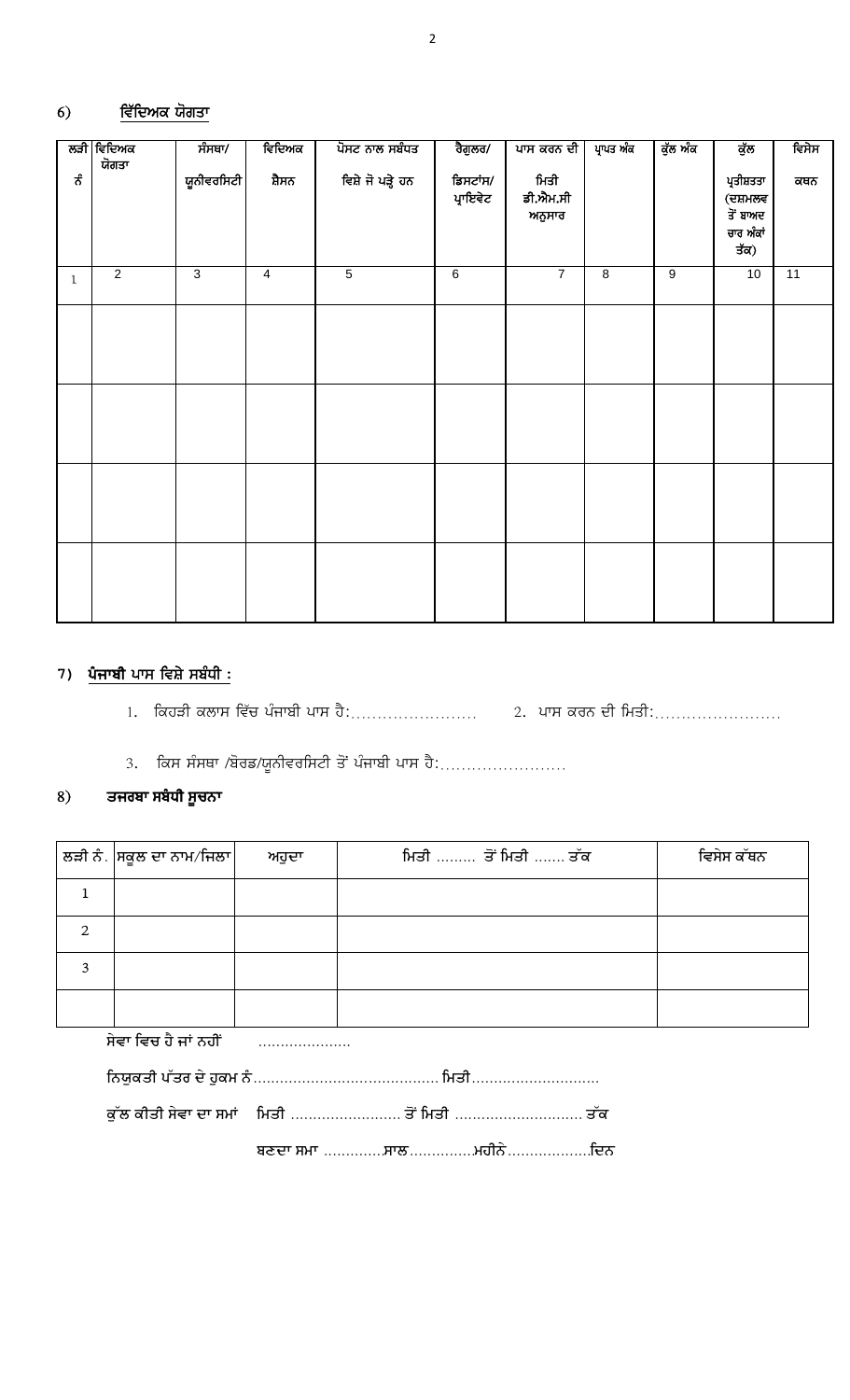## 6) ਵਿੱਦਿਅਕ ਯੋਗਤਾ

| ਲੜੀ ਨੰ | ਵਿਦਿਅਕ ਯੋਗਤਾ | ਸੰਸਥਾ/ ਯੂਨੀਵਰਸਿਟੀ | ਵਿਦਿਅਕ ਸ਼ੈਸਨ | ਪੋਸਟ ਨਾਲ ਸਬੰਧਤ ਵਿਸ਼ੇ ਜੋ ਪੜ੍ਹੇ ਹਨ | ਰੈਗੂਲਰ/ ਡਿਸਟਾਂਸ/ ਪ੍ਰਾਇਵੇਟ | ਪਾਸ ਕਰਨ ਦੀ ਮਿਤੀ ਡੀ.ਐਮ.ਸੀ ਅਨੁਸਾਰ | ਪ੍ਰਾਪਤ ਅੰਕ | ਕੁੱਲ ਅੰਕ | ਕੁੱਲ ਪ੍ਰਤੀਸ਼ਤਤਾ (ਦਸ਼ਮਲਵ ਤੋਂ ਬਾਅਦ ਚਾਰ ਅੰਕਾਂ ਤੱਕ) | ਵਿਸੇਸ ਕਥਨ |
|---|---|---|---|---|---|---|---|---|---|---|
| 1 | 2 | 3 | 4 | 5 | 6 | 7 | 8 | 9 | 10 | 11 |
| | | | | | | | | | | |
| | | | | | | | | | | |
| | | | | | | | | | | |
| | | | | | | | | | | |

## 7) ਪੰਜਾਬੀ ਪਾਸ ਵਿਸ਼ੇ ਸਬੰਧੀ :

1. ਕਿਹੜੀ ਕਲਾਸ ਵਿੱਚ ਪੰਜਾਬੀ ਪਾਸ ਹੈ:…………………… 2. ਪਾਸ ਕਰਨ ਦੀ ਮਿਤੀ:……………………

3. ਕਿਸ ਸੰਸਥਾ /ਬੋਰਡ/ਯੂਨੀਵਰਸਿਟੀ ਤੋਂ ਪੰਜਾਬੀ ਪਾਸ ਹੈ:……………………

## 8) ਤਜਰਬਾ ਸਬੰਧੀ ਸੂਚਨਾ

| ਲੜੀ ਨੰ. | ਸਕੂਲ ਦਾ ਨਾਮ/ਜਿਲਾ | ਅਹੁਦਾ | ਮਿਤੀ ……… ਤੋਂ ਮਿਤੀ ……. ਤੱਕ | ਵਿਸੇਸ ਕੱਥਨ |
|---|---|---|---|---|
| 1 | | | | |
| 2 | | | | |
| 3 | | | | |
| | | | | |

ਸੇਵਾ ਵਿਚ ਹੈ ਜਾਂ ਨਹੀਂ …………………

ਨਿਯੁਕਤੀ ਪੱਤਰ ਦੇ ਹੁਕਮ ਨੰ……………………………………. ਮਿਤੀ……………………….

ਕੁੱਲ ਕੀਤੀ ਸੇਵਾ ਦਾ ਸਮਾਂ ਮਿਤੀ ……………………. ਤੋਂ ਮਿਤੀ ………………………. ਤੱਕ

ਬਣਦਾ ਸਮਾ ………….ਸਾਲ…………..ਮਹੀਨੇ……………….ਦਿਨ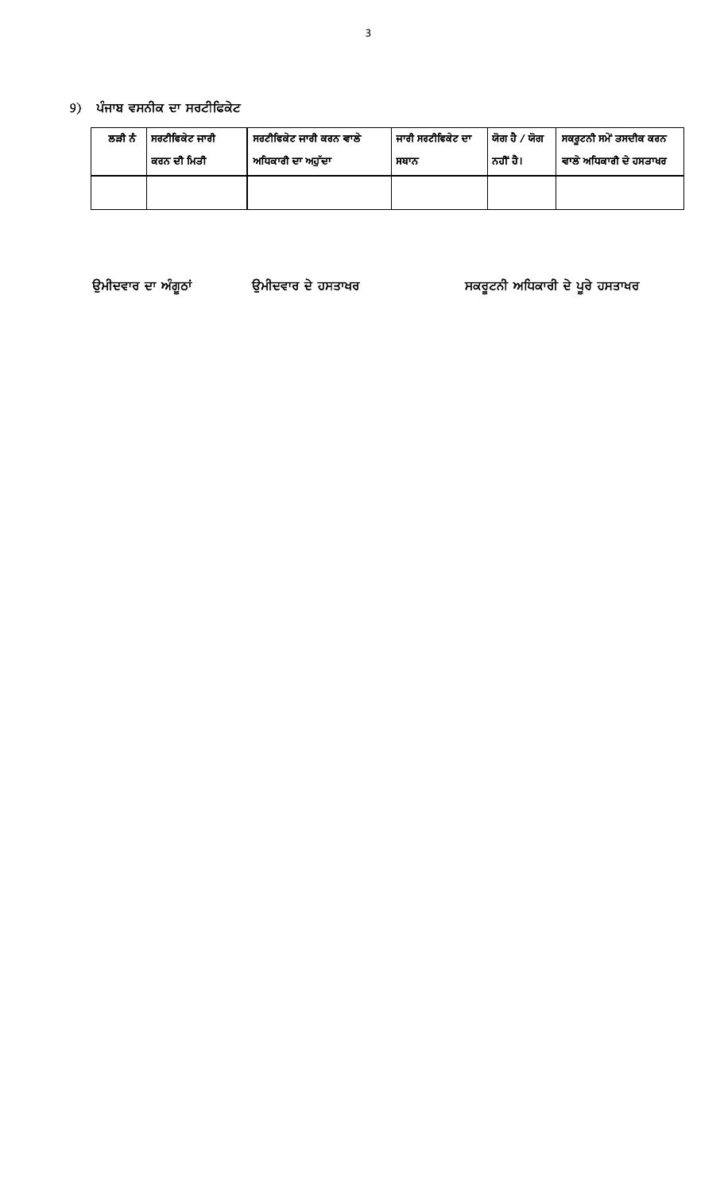9) ਪੰਜਾਬ ਵਸਨੀਕ ਦਾ ਸਰਟੀਫਿਕੇਟ

| ਲੜੀ ਨੰ | ਸਰਟੀਫਿਕੇਟ ਜਾਰੀ ਕਰਨ ਦੀ ਮਿਤੀ | ਸਰਟੀਫਿਕੇਟ ਜਾਰੀ ਕਰਨ ਵਾਲੇ ਅਧਿਕਾਰੀ ਦਾ ਅਹੁੱਦਾ | ਜਾਰੀ ਸਰਟੀਫਿਕੇਟ ਦਾ ਸਥਾਨ | ਯੋਗ ਹੈ / ਯੋਗ ਨਹੀਂ ਹੈ। | ਸਕਰੂਟਨੀ ਸਮੇਂ ਤਸਦੀਕ ਕਰਨ ਵਾਲੇ ਅਧਿਕਾਰੀ ਦੇ ਹਸਤਾਖਰ |
|---|---|---|---|---|---|
| | | | | | |

ਉਮੀਦਵਾਰ ਦਾ ਅੰਗੂਠਾਂ　　　ਉਮੀਦਵਾਰ ਦੇ ਹਸਤਾਖਰ　　　ਸਕਰੂਟਨੀ ਅਧਿਕਾਰੀ ਦੇ ਪੂਰੇ ਹਸਤਾਖਰ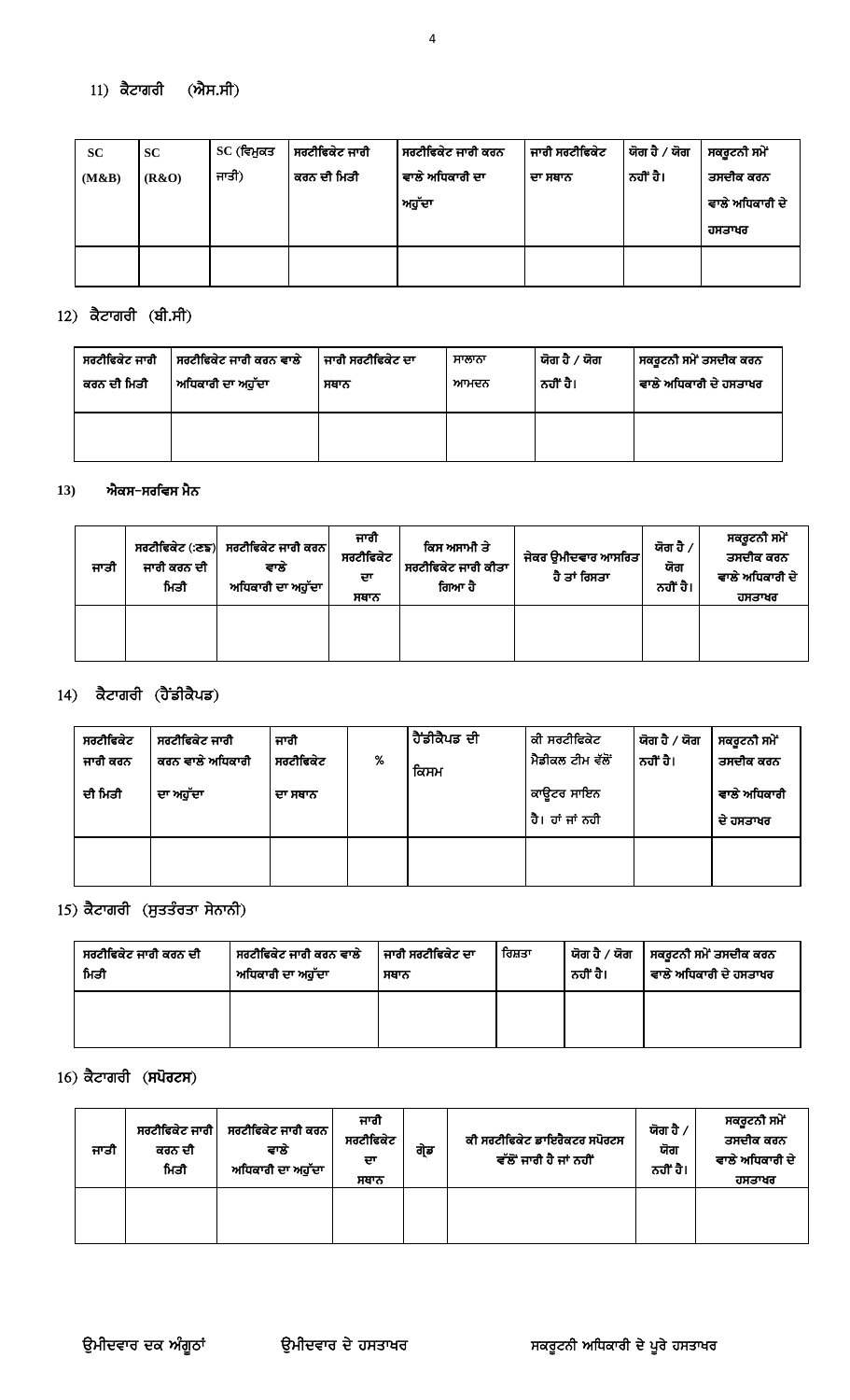11) ਕੈਟਾਗਰੀ (ਐਸ.ਸੀ)

| SC (M&B) | SC (R&O) | SC (ਵਿਮੁਕਤ ਜਾਤੀ) | ਸਰਟੀਫਿਕੇਟ ਜਾਰੀ ਕਰਨ ਦੀ ਮਿਤੀ | ਸਰਟੀਫਿਕੇਟ ਜਾਰੀ ਕਰਨ ਵਾਲੇ ਅਧਿਕਾਰੀ ਦਾ ਅਹੁੱਦਾ | ਜਾਰੀ ਸਰਟੀਫਿਕੇਟ ਦਾ ਸਥਾਨ | ਯੋਗ ਹੈ / ਯੋਗ ਨਹੀਂ ਹੈ। | ਸਕਰੂਟਨੀ ਸਮੇਂ ਤਸਦੀਕ ਕਰਨ ਵਾਲੇ ਅਧਿਕਾਰੀ ਦੇ ਹਸਤਾਖਰ |
|---|---|---|---|---|---|---|---|
| | | | | | | | |

12) ਕੈਟਾਗਰੀ (ਬੀ.ਸੀ)

| ਸਰਟੀਫਿਕੇਟ ਜਾਰੀ ਕਰਨ ਦੀ ਮਿਤੀ | ਸਰਟੀਫਿਕੇਟ ਜਾਰੀ ਕਰਨ ਵਾਲੇ ਅਧਿਕਾਰੀ ਦਾ ਅਹੁੱਦਾ | ਜਾਰੀ ਸਰਟੀਫਿਕੇਟ ਦਾ ਸਥਾਨ | ਸਾਲਾਨਾ ਆਮਦਨ | ਯੋਗ ਹੈ / ਯੋਗ ਨਹੀਂ ਹੈ। | ਸਕਰੂਟਨੀ ਸਮੇਂ ਤਸਦੀਕ ਕਰਨ ਵਾਲੇ ਅਧਿਕਾਰੀ ਦੇ ਹਸਤਾਖਰ |
|---|---|---|---|---|---|
| | | | | | |

**13) ਐਕਸ-ਸਰਵਿਸ ਮੈਨ**

| ਜਾਤੀ | ਸਰਟੀਫਿਕੇਟ (:ਣਙ) ਜਾਰੀ ਕਰਨ ਦੀ ਮਿਤੀ | ਸਰਟੀਫਿਕੇਟ ਜਾਰੀ ਕਰਨ ਵਾਲੇ ਅਧਿਕਾਰੀ ਦਾ ਅਹੁੱਦਾ | ਜਾਰੀ ਸਰਟੀਫਿਕੇਟ ਦਾ ਸਥਾਨ | ਕਿਸ ਅਸਾਮੀ ਤੇ ਸਰਟੀਫਿਕੇਟ ਜਾਰੀ ਕੀਤਾ ਗਿਆ ਹੈ | ਜੇਕਰ ਉਮੀਦਵਾਰ ਆਸਰਿਤ ਹੈ ਤਾਂ ਰਿਸ਼ਤਾ | ਯੋਗ ਹੈ / ਯੋਗ ਨਹੀਂ ਹੈ। | ਸਕਰੂਟਨੀ ਸਮੇਂ ਤਸਦੀਕ ਕਰਨ ਵਾਲੇ ਅਧਿਕਾਰੀ ਦੇ ਹਸਤਾਖਰ |
|---|---|---|---|---|---|---|---|
| | | | | | | | |

14) ਕੈਟਾਗਰੀ (ਹੈਂਡੀਕੈਪਡ)

| ਸਰਟੀਫਿਕੇਟ ਜਾਰੀ ਕਰਨ ਦੀ ਮਿਤੀ | ਸਰਟੀਫਿਕੇਟ ਜਾਰੀ ਕਰਨ ਵਾਲੇ ਅਧਿਕਾਰੀ ਦਾ ਅਹੁੱਦਾ | ਜਾਰੀ ਸਰਟੀਫਿਕੇਟ ਦਾ ਸਥਾਨ | % | ਹੈਂਡੀਕੈਪਡ ਦੀ ਕਿਸਮ | ਕੀ ਸਰਟੀਫਿਕੇਟ ਮੈਡੀਕਲ ਟੀਮ ਵੱਲੋਂ ਕਾਊਂਟਰ ਸਾਇਨ ਹੈ। ਹਾਂ ਜਾਂ ਨਹੀ | ਯੋਗ ਹੈ / ਯੋਗ ਨਹੀਂ ਹੈ। | ਸਕਰੂਟਨੀ ਸਮੇਂ ਤਸਦੀਕ ਕਰਨ ਵਾਲੇ ਅਧਿਕਾਰੀ ਦੇ ਹਸਤਾਖਰ |
|---|---|---|---|---|---|---|---|
| | | | | | | | |

15) ਕੈਟਾਗਰੀ (ਸੁਤੰਤਰਤਾ ਸੈਨਾਨੀ)

| ਸਰਟੀਫਿਕੇਟ ਜਾਰੀ ਕਰਨ ਦੀ ਮਿਤੀ | ਸਰਟੀਫਿਕੇਟ ਜਾਰੀ ਕਰਨ ਵਾਲੇ ਅਧਿਕਾਰੀ ਦਾ ਅਹੁੱਦਾ | ਜਾਰੀ ਸਰਟੀਫਿਕੇਟ ਦਾ ਸਥਾਨ | ਰਿਸ਼ਤਾ | ਯੋਗ ਹੈ / ਯੋਗ ਨਹੀਂ ਹੈ। | ਸਕਰੂਟਨੀ ਸਮੇਂ ਤਸਦੀਕ ਕਰਨ ਵਾਲੇ ਅਧਿਕਾਰੀ ਦੇ ਹਸਤਾਖਰ |
|---|---|---|---|---|---|
| | | | | | |

16) ਕੈਟਾਗਰੀ (**ਸਪੋਰਟਸ**)

| ਜਾਤੀ | ਸਰਟੀਫਿਕੇਟ ਜਾਰੀ ਕਰਨ ਦੀ ਮਿਤੀ | ਸਰਟੀਫਿਕੇਟ ਜਾਰੀ ਕਰਨ ਵਾਲੇ ਅਧਿਕਾਰੀ ਦਾ ਅਹੁੱਦਾ | ਜਾਰੀ ਸਰਟੀਫਿਕੇਟ ਦਾ ਸਥਾਨ | ਗ੍ਰੇਡ | ਕੀ ਸਰਟੀਫਿਕੇਟ ਡਾਇਰੈਕਟਰ ਸਪੋਰਟਸ ਵੱਲੋਂ ਜਾਰੀ ਹੈ ਜਾਂ ਨਹੀਂ | ਯੋਗ ਹੈ / ਯੋਗ ਨਹੀਂ ਹੈ। | ਸਕਰੂਟਨੀ ਸਮੇਂ ਤਸਦੀਕ ਕਰਨ ਵਾਲੇ ਅਧਿਕਾਰੀ ਦੇ ਹਸਤਾਖਰ |
|---|---|---|---|---|---|---|---|
| | | | | | | | |

ਉਮੀਦਵਾਰ ਦਕ ਅੰਗੂਠਾਂ          ਉਮੀਦਵਾਰ ਦੇ ਹਸਤਾਖਰ          ਸਕਰੂਟਨੀ ਅਧਿਕਾਰੀ ਦੇ ਪੂਰੇ ਹਸਤਾਖਰ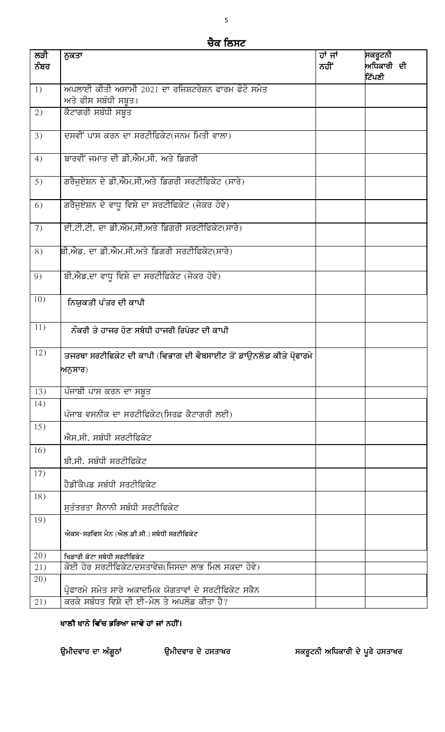# ਚੈਕ ਲਿਸਟ

| ਲੜੀ ਨੰਬਰ | ਨੁਕਤਾ | ਹਾਂ ਜਾਂ ਨਹੀਂ | ਸਕਰੂਟਨੀ ਅਧਿਕਾਰੀ ਦੀ ਟਿੱਪਣੀ |
|---|---|---|---|
| 1) | ਅਪਲਾਈ ਕੀਤੀ ਅਸਾਮੀ 2021 ਦਾ ਰਜਿਸ਼ਟਰੇਸ਼ਨ ਫਾਰਮ ਫੋਟੋ ਸਮੇਤ ਅਤੇ ਫੀਸ ਸਬੰਧੀ ਸਬੂਤ। | | |
| 2) | ਕੈਟਾਗਰੀ ਸਬੰਧੀ ਸਬੂਤ | | |
| 3) | ਦਸਵੀਂ ਪਾਸ ਕਰਨ ਦਾ ਸਰਟੀਫਿਕੇਟ(ਜਨਮ ਮਿਤੀ ਵਾਲਾ) | | |
| 4) | ਬਾਰਵੀਂ ਜਮਾਤ ਦੀ ਡੀ.ਐਮ.ਸੀ. ਅਤੇ ਡਿਗਰੀ | | |
| 5) | ਗਰੈਜੁਏਸ਼ਨ ਦੇ ਡੀ.ਐਮ.ਸੀ.ਅਤੇ ਡਿਗਰੀ ਸਰਟੀਫਿਕੇਟ (ਸਾਰੇ) | | |
| 6) | ਗਰੈਜੁਏਸ਼ਨ ਦੇ ਵਾਧੂ ਵਿਸ਼ੇ ਦਾ ਸਰਟੀਫਿਕੇਟ (ਜੇਕਰ ਹੋਵੇ) | | |
| 7) | ਈ.ਟੀ.ਟੀ. ਦਾ ਡੀ.ਐਮ.ਸੀ.ਅਤੇ ਡਿਗਰੀ ਸਰਟੀਫਿਕੇਟ(ਸਾਰੇ) | | |
| 8) | ਬੀ.ਐਡ. ਦਾ ਡੀ.ਐਮ.ਸੀ.ਅਤੇ ਡਿਗਰੀ ਸਰਟੀਫਿਕੇਟ(ਸਾਰੇ) | | |
| 9) | ਬੀ.ਐਡ.ਦਾ ਵਾਧੂ ਵਿਸ਼ੇ ਦਾ ਸਰਟੀਫਿਕੇਟ (ਜੇਕਰ ਹੋਵੇ) | | |
| 10) | ਨਿਯੁਕਤੀ ਪੱਤਰ ਦੀ ਕਾਪੀ | | |
| 11) | ਨੌਂਕਰੀ ਤੇ ਹਾਜਰ ਹੋਣ ਸਬੰਧੀ ਹਾਜਰੀ ਰਿਪੋਰਟ ਦੀ ਕਾਪੀ | | |
| 12) | ਤਜਰਬਾ ਸਰਟੀਫਿਕੇਟ ਦੀ ਕਾਪੀ (ਵਿਭਾਗ ਦੀ ਵੈਬਸਾਈਟ ਤੋਂ ਡਾਉਨਲੋਡ ਕੀਤੇ ਪ੍ਰੋਫਾਰਮੇ ਅਨੁਸਾਰ) | | |
| 13) | ਪੰਜਾਬੀ ਪਾਸ ਕਰਨ ਦਾ ਸਬੂਤ | | |
| 14) | ਪੰਜਾਬ ਵਸਨੀਕ ਦਾ ਸਰਟੀਫਿਕੇਟ(ਸਿਰਫ ਕੈਟਾਗਰੀ ਲਈ) | | |
| 15) | ਐਸ.ਸੀ. ਸਬੰਧੀ ਸਰਟੀਫਿਕੇਟ | | |
| 16) | ਬੀ.ਸੀ. ਸਬੰਧੀ ਸਰਟੀਫਿਕੇਟ | | |
| 17) | ਹੈਡੀਂਕੈਪਡ ਸਬੰਧੀ ਸਰਟੀਫਿਕੇਟ | | |
| 18) | ਸੁਤੰਤਰਤਾ ਸੈਨਾਨੀ ਸਬੰਧੀ ਸਰਟੀਫਿਕੇਟ | | |
| 19) | ਐਕਸ-ਸਰਵਿਸ ਮੈਨ (ਐਲ.ਡੀ.ਸੀ.) ਸਬੰਧੀ ਸਰਟੀਫਿਕੇਟ | | |
| 20) | ਖਿਡਾਰੀ ਕੋਟਾ ਸਬੰਧੀ ਸਰਟੀਫਿਕੇਟ | | |
| 21) | ਕੋਈ ਹੋਰ ਸਰਟੀਫਿਕੇਟ/ਦਸਤਾਵੇਜ਼(ਜਿਸਦਾ ਲਾਭ ਮਿਲ ਸਕਦਾ ਹੋਵੇ) | | |
| 20) | ਪ੍ਰੋਫਾਰਮੇ ਸਮੇਤ ਸਾਰੇ ਅਕਾਦਮਿਕ ਯੋਗਤਾਵਾਂ ਦੇ ਸਰਟੀਫਿਕੇਟ ਸਕੈਨ | | |
| 21) | ਕਰਕੇ ਸਬੰਧਤ ਵਿਸ਼ੇ ਦੀ ਈ-ਮੇਲ ਤੇ ਅਪਲੋਡ ਕੀਤਾ ਹੈ? | | |

**ਖਾਲੀ ਖਾਨੇ ਵਿੱਚ ਭਰਿਆ ਜਾਵੇ ਹਾਂ ਜਾਂ ਨਹੀਂ।**

**ਉਮੀਦਵਾਰ ਦਾ ਅੰਗੂਠਾਂ** &nbsp;&nbsp;&nbsp;&nbsp; **ਉਮੀਦਵਾਰ ਦੇ ਹਸਤਾਖਰ** &nbsp;&nbsp;&nbsp;&nbsp; **ਸਕਰੂਟਨੀ ਅਧਿਕਾਰੀ ਦੇ ਪੂਰੇ ਹਸਤਾਖਰ**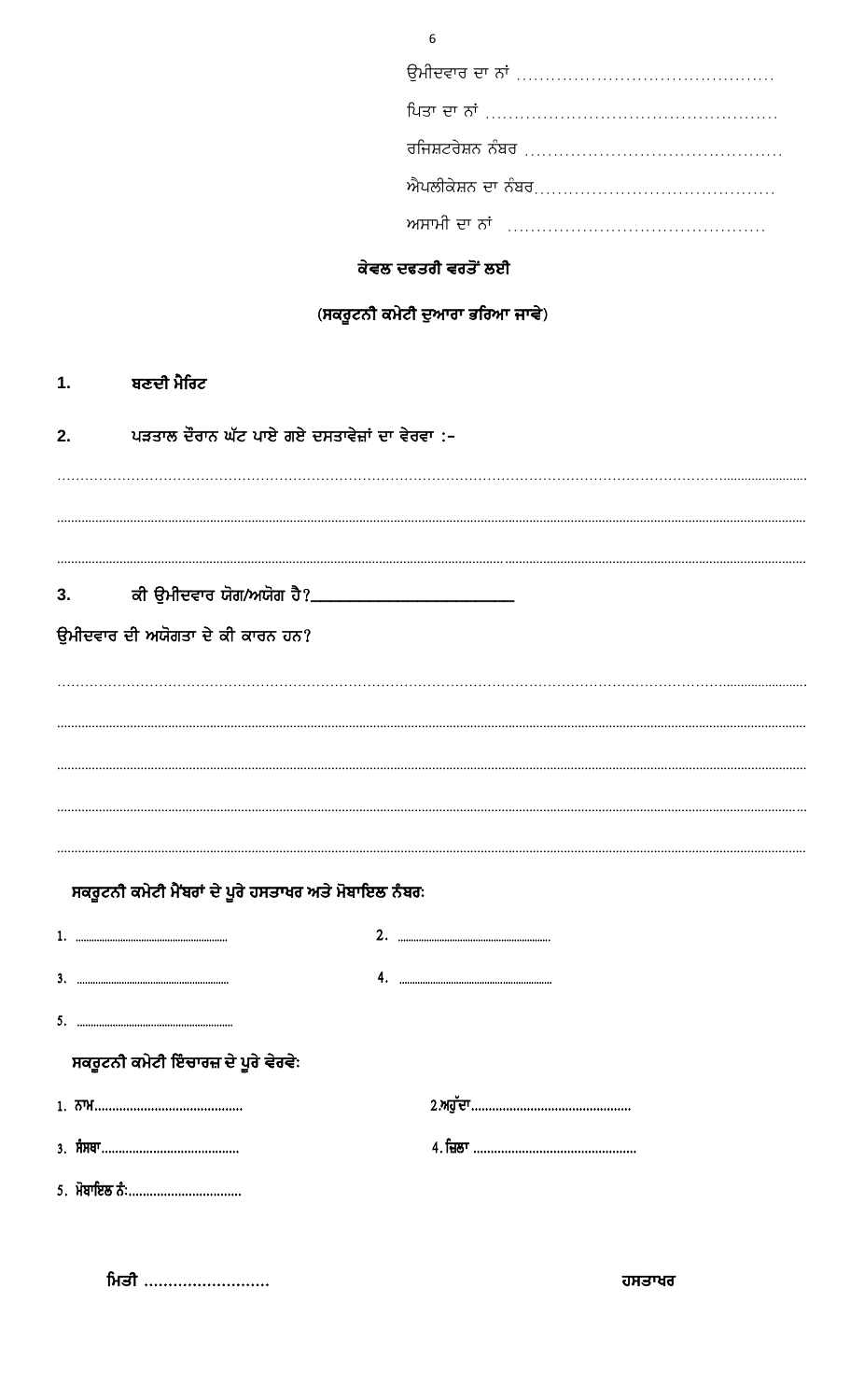ਉਮੀਦਵਾਰ ਦਾ ਨਾਂ ............................................

ਪਿਤਾ ਦਾ ਨਾਂ .................................................

ਰਜਿਸ਼ਟਰੇਸ਼ਨ ਨੰਬਰ ...........................................

ਐਪਲੀਕੇਸ਼ਨ ਦਾ ਨੰਬਰ.......................................

ਅਸਾਮੀ ਦਾ ਨਾਂ ...........................................

## ਕੇਵਲ ਦਫਤਰੀ ਵਰਤੋਂ ਲਈ

### (ਸਕਰੂਟਨੀ ਕਮੇਟੀ ਦੁਆਰਾ ਭਰਿਆ ਜਾਵੇ)

1. **ਬਣਦੀ ਮੈਰਿਟ**

2. ਪੜਤਾਲ ਦੌਰਾਨ ਘੱਟ ਪਾਏ ਗਏ ਦਸਤਾਵੇਜ਼ਾਂ ਦਾ ਵੇਰਵਾ :-

..........................................................................................................................................

..........................................................................................................................................

..........................................................................................................................................

3. ਕੀ ਉਮੀਦਵਾਰ ਯੋਗ/ਅਯੋਗ ਹੈ?________________________

ਉਮੀਦਵਾਰ ਦੀ ਅਯੋਗਤਾ ਦੇ ਕੀ ਕਾਰਨ ਹਨ?

..........................................................................................................................................

..........................................................................................................................................

..........................................................................................................................................

..........................................................................................................................................

..........................................................................................................................................

**ਸਕਰੂਟਨੀ ਕਮੇਟੀ ਮੈਂਬਰਾਂ ਦੇ ਪੂਰੇ ਹਸਤਾਖਰ ਅਤੇ ਮੋਬਾਇਲ ਨੰਬਰ:**

1. .......................................... 2. ..........................................

3. .......................................... 4. ..........................................

5. ..........................................

**ਸਕਰੂਟਨੀ ਕਮੇਟੀ ਇੰਚਾਰਜ਼ ਦੇ ਪੂਰੇ ਵੇਰਵੇ:**

1. **ਨਾਮ**.......................................... 2.**ਅਹੁੱਦਾ**..........................................

3. **ਸੰਸਥਾ**.......................................... 4. **ਜ਼ਿਲਾ** ..........................................

5. **ਮੋਬਾਇਲ ਨੰ:**................................

**ਮਿਤੀ** .......................... **ਹਸਤਾਖਰ**